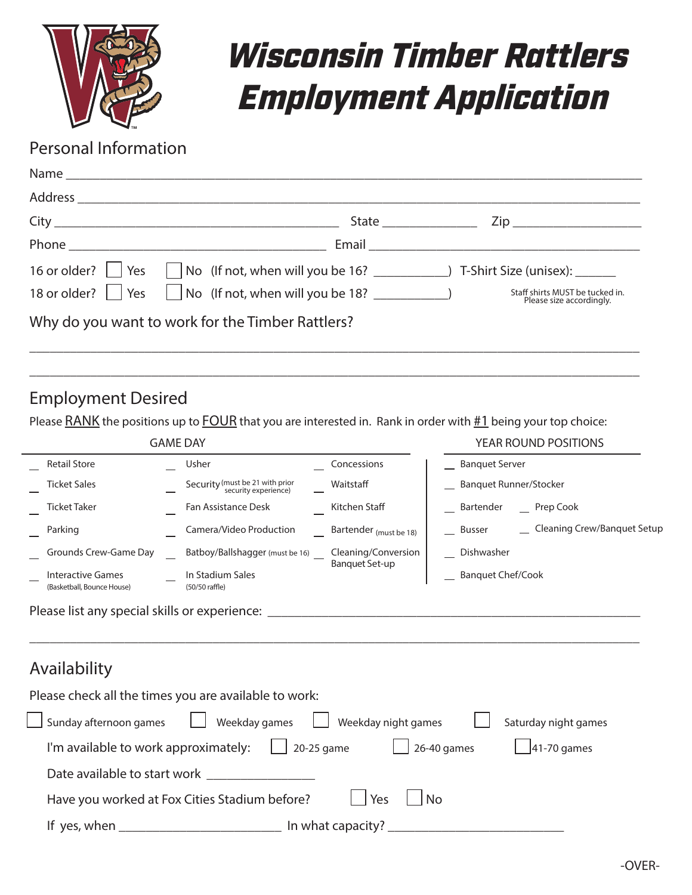# Wisconsin Timber Rattlers Employment Application

## Personal Information

Name ______________________________________________________________________

Address ____________________________________________________________________

City ________________________________ State ____________ Zip ________________

Phone ________________________________ Email ____________________________________

16 or older? ☐ Yes ☐ No (If not, when will you be 16? __________) T-Shirt Size (unisex): ______

18 or older? ☐ Yes ☐ No (If not, when will you be 18? __________)

Staff shirts MUST be tucked in. Please size accordingly.

Why do you want to work for the Timber Rattlers?

______________________________________________________________________________

______________________________________________________________________________

## Employment Desired

Please RANK the positions up to FOUR that you are interested in. Rank in order with #1 being your top choice:

| GAME DAY | | | YEAR ROUND POSITIONS | |
|---|---|---|---|---|
| __ Retail Store | __ Usher | __ Concessions | __ Banquet Server | |
| __ Ticket Sales | __ Security (must be 21 with prior security experience) | __ Waitstaff | __ Banquet Runner/Stocker | |
| __ Ticket Taker | __ Fan Assistance Desk | __ Kitchen Staff | __ Bartender | __ Prep Cook |
| __ Parking | __ Camera/Video Production | __ Bartender (must be 18) | __ Busser | __ Cleaning Crew/Banquet Setup |
| __ Grounds Crew-Game Day | __ Batboy/Ballshagger (must be 16) | __ Cleaning/Conversion Banquet Set-up | __ Dishwasher | |
| __ Interactive Games (Basketball, Bounce House) | __ In Stadium Sales (50/50 raffle) | | __ Banquet Chef/Cook | |

Please list any special skills or experience: ____________________________________________

______________________________________________________________________________

## Availability

Please check all the times you are available to work:

☐ Sunday afternoon games ☐ Weekday games ☐ Weekday night games ☐ Saturday night games

I'm available to work approximately: ☐ 20-25 game ☐ 26-40 games ☐ 41-70 games

Date available to start work ______________

Have you worked at Fox Cities Stadium before? ☐ Yes ☐ No

If yes, when ____________________ In what capacity? ______________________

-OVER-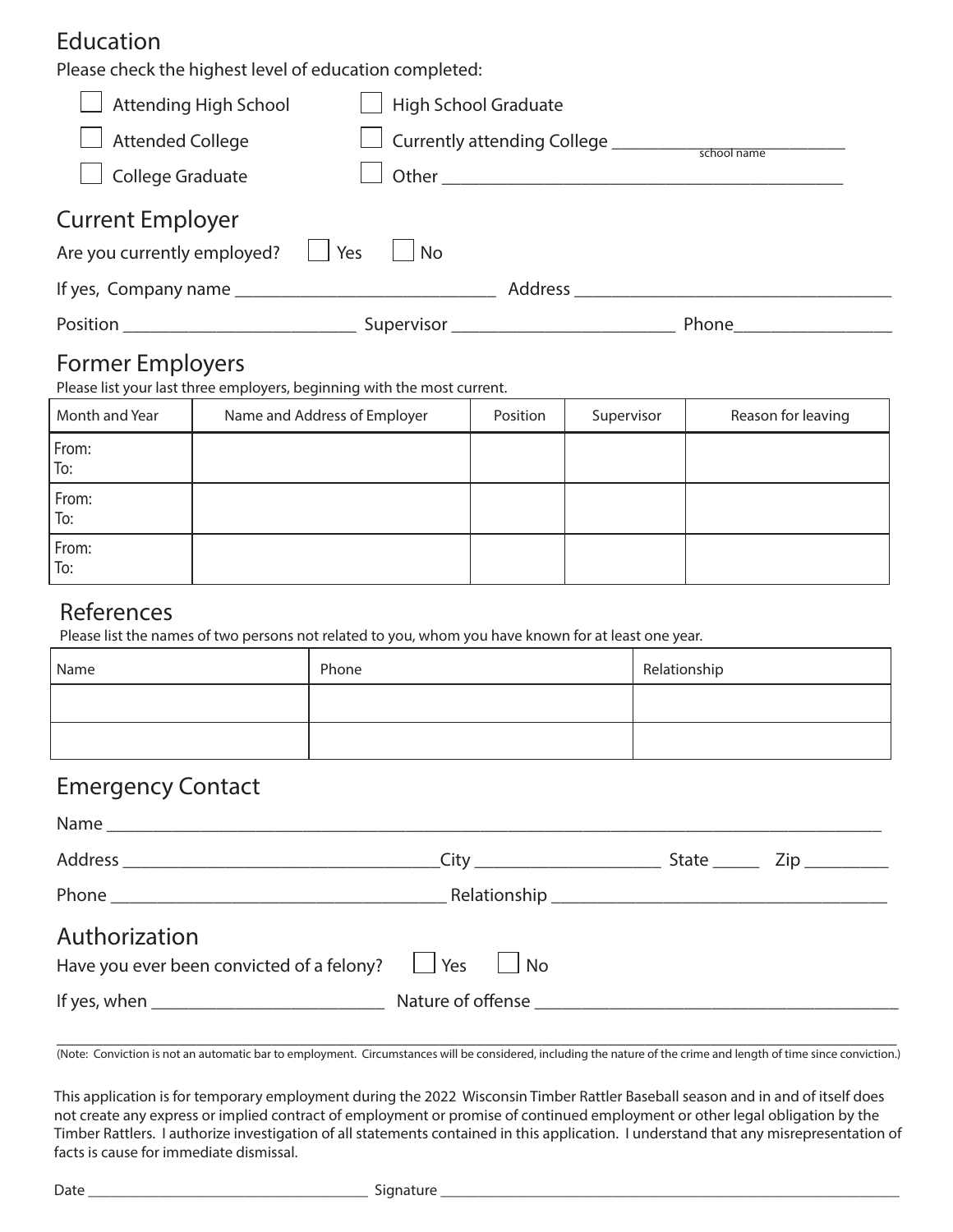## Education

Please check the highest level of education completed:

☐ Attending High School ☐ High School Graduate

☐ Attended College ☐ Currently attending College ____________________ (school name)

☐ College Graduate ☐ Other ________________________________________

## Current Employer

Are you currently employed? ☐ Yes ☐ No

If yes, Company name ________________________ Address ______________________________

Position ______________________ Supervisor ______________________ Phone_______________

## Former Employers

Please list your last three employers, beginning with the most current.

| Month and Year | Name and Address of Employer | Position | Supervisor | Reason for leaving |
|---|---|---|---|---|
| From:<br>To: | | | | |
| From:<br>To: | | | | |
| From:<br>To: | | | | |

## References

Please list the names of two persons not related to you, whom you have known for at least one year.

| Name | Phone | Relationship |
|---|---|---|
| | | |
| | | |

## Emergency Contact

Name ________________________________________________________________________________

Address ______________________________City _________________ State _____ Zip ________

Phone ________________________________ Relationship _______________________________

## Authorization

Have you ever been convicted of a felony? ☐ Yes ☐ No

If yes, when ______________________ Nature of offense __________________________________

______________________________________________________________________________________

(Note: Conviction is not an automatic bar to employment. Circumstances will be considered, including the nature of the crime and length of time since conviction.)

This application is for temporary employment during the 2022 Wisconsin Timber Rattler Baseball season and in and of itself does not create any express or implied contract of employment or promise of continued employment or other legal obligation by the Timber Rattlers. I authorize investigation of all statements contained in this application. I understand that any misrepresentation of facts is cause for immediate dismissal.

Date ________________________________ Signature ____________________________________________